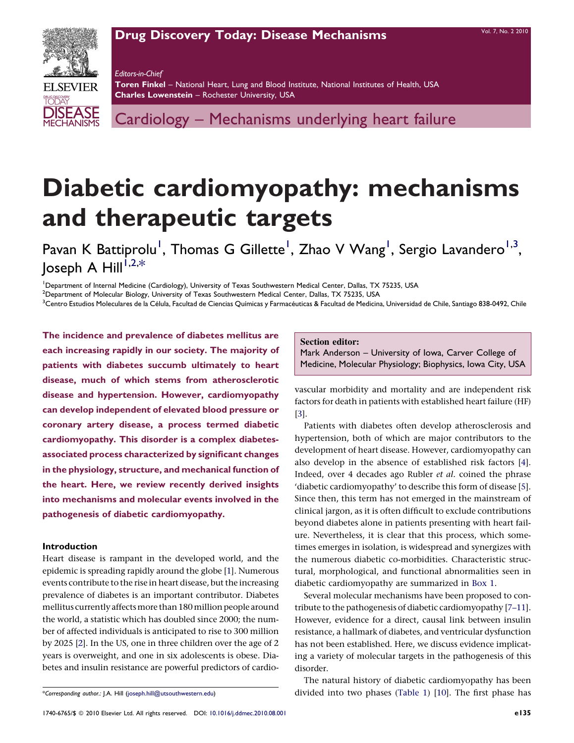Drug Discovery Today: Disease Mechanisms

*Editors-in-Chief*
**Toren Finkel** – National Heart, Lung and Blood Institute, National Institutes of Health, USA
**Charles Lowenstein** – Rochester University, USA

Cardiology – Mechanisms underlying heart failure

# Diabetic cardiomyopathy: mechanisms and therapeutic targets

Pavan K Battiprolu[1], Thomas G Gillette[1], Zhao V Wang[1], Sergio Lavandero[1,3], Joseph A Hill[1,2,*]

[1]Department of Internal Medicine (Cardiology), University of Texas Southwestern Medical Center, Dallas, TX 75235, USA
[2]Department of Molecular Biology, University of Texas Southwestern Medical Center, Dallas, TX 75235, USA
[3]Centro Estudios Moleculares de la Célula, Facultad de Ciencias Químicas y Farmacéuticas & Facultad de Medicina, Universidad de Chile, Santiago 838-0492, Chile

**The incidence and prevalence of diabetes mellitus are each increasing rapidly in our society. The majority of patients with diabetes succumb ultimately to heart disease, much of which stems from atherosclerotic disease and hypertension. However, cardiomyopathy can develop independent of elevated blood pressure or coronary artery disease, a process termed diabetic cardiomyopathy. This disorder is a complex diabetes-associated process characterized by significant changes in the physiology, structure, and mechanical function of the heart. Here, we review recently derived insights into mechanisms and molecular events involved in the pathogenesis of diabetic cardiomyopathy.**

**Section editor:**
Mark Anderson – University of Iowa, Carver College of Medicine, Molecular Physiology; Biophysics, Iowa City, USA

### Introduction

Heart disease is rampant in the developed world, and the epidemic is spreading rapidly around the globe [1]. Numerous events contribute to the rise in heart disease, but the increasing prevalence of diabetes is an important contributor. Diabetes mellitus currently affects more than 180 million people around the world, a statistic which has doubled since 2000; the number of affected individuals is anticipated to rise to 300 million by 2025 [2]. In the US, one in three children over the age of 2 years is overweight, and one in six adolescents is obese. Diabetes and insulin resistance are powerful predictors of cardiovascular morbidity and mortality and are independent risk factors for death in patients with established heart failure (HF) [3].

Patients with diabetes often develop atherosclerosis and hypertension, both of which are major contributors to the development of heart disease. However, cardiomyopathy can also develop in the absence of established risk factors [4]. Indeed, over 4 decades ago Rubler *et al.* coined the phrase 'diabetic cardiomyopathy' to describe this form of disease [5]. Since then, this term has not emerged in the mainstream of clinical jargon, as it is often difficult to exclude contributions beyond diabetes alone in patients presenting with heart failure. Nevertheless, it is clear that this process, which sometimes emerges in isolation, is widespread and synergizes with the numerous diabetic co-morbidities. Characteristic structural, morphological, and functional abnormalities seen in diabetic cardiomyopathy are summarized in Box 1.

Several molecular mechanisms have been proposed to contribute to the pathogenesis of diabetic cardiomyopathy [7–11]. However, evidence for a direct, causal link between insulin resistance, a hallmark of diabetes, and ventricular dysfunction has not been established. Here, we discuss evidence implicating a variety of molecular targets in the pathogenesis of this disorder.

The natural history of diabetic cardiomyopathy has been divided into two phases (Table 1) [10]. The first phase has

*Corresponding author.: J.A. Hill (joseph.hill@utsouthwestern.edu)

1740-6765/$ © 2010 Elsevier Ltd. All rights reserved. DOI: 10.1016/j.ddmec.2010.08.001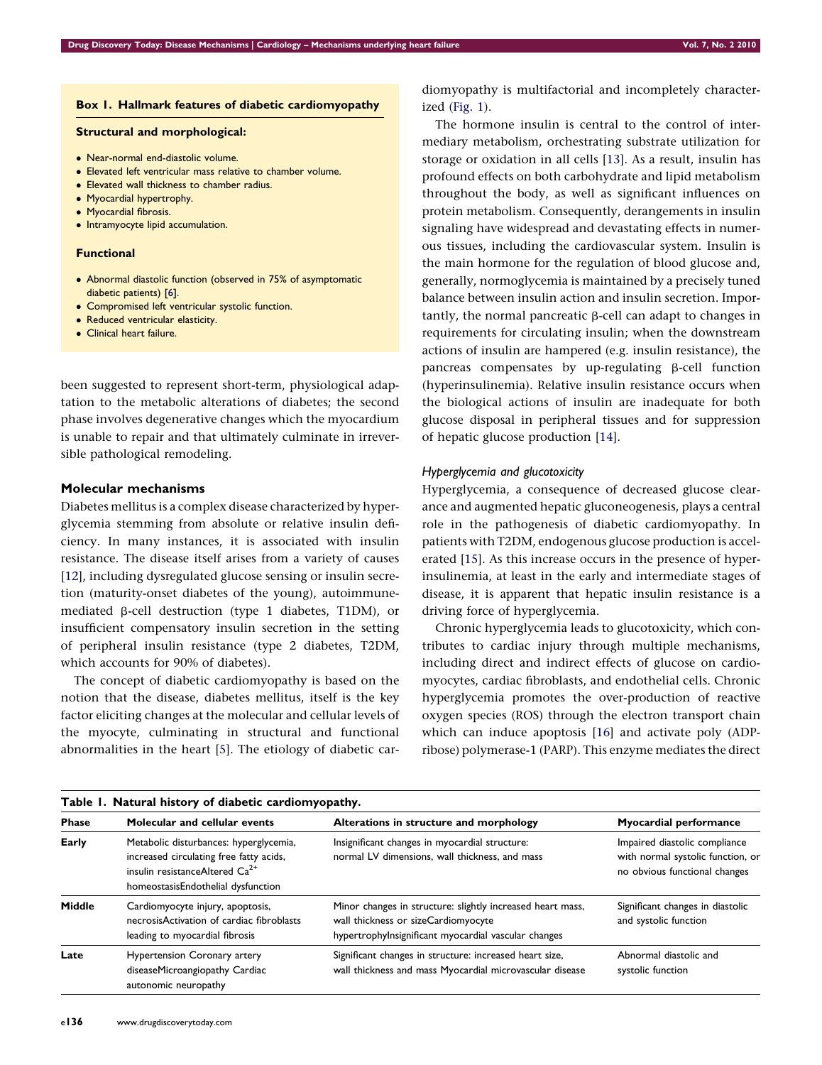**Box 1. Hallmark features of diabetic cardiomyopathy**

**Structural and morphological:**

- Near-normal end-diastolic volume.
- Elevated left ventricular mass relative to chamber volume.
- Elevated wall thickness to chamber radius.
- Myocardial hypertrophy.
- Myocardial fibrosis.
- Intramyocyte lipid accumulation.

**Functional**

- Abnormal diastolic function (observed in 75% of asymptomatic diabetic patients) [6].
- Compromised left ventricular systolic function.
- Reduced ventricular elasticity.
- Clinical heart failure.

been suggested to represent short-term, physiological adaptation to the metabolic alterations of diabetes; the second phase involves degenerative changes which the myocardium is unable to repair and that ultimately culminate in irreversible pathological remodeling.

## Molecular mechanisms

Diabetes mellitus is a complex disease characterized by hyperglycemia stemming from absolute or relative insulin deficiency. In many instances, it is associated with insulin resistance. The disease itself arises from a variety of causes [12], including dysregulated glucose sensing or insulin secretion (maturity-onset diabetes of the young), autoimmune-mediated β-cell destruction (type 1 diabetes, T1DM), or insufficient compensatory insulin secretion in the setting of peripheral insulin resistance (type 2 diabetes, T2DM, which accounts for 90% of diabetes).

The concept of diabetic cardiomyopathy is based on the notion that the disease, diabetes mellitus, itself is the key factor eliciting changes at the molecular and cellular levels of the myocyte, culminating in structural and functional abnormalities in the heart [5]. The etiology of diabetic cardiomyopathy is multifactorial and incompletely characterized (Fig. 1).

The hormone insulin is central to the control of intermediary metabolism, orchestrating substrate utilization for storage or oxidation in all cells [13]. As a result, insulin has profound effects on both carbohydrate and lipid metabolism throughout the body, as well as significant influences on protein metabolism. Consequently, derangements in insulin signaling have widespread and devastating effects in numerous tissues, including the cardiovascular system. Insulin is the main hormone for the regulation of blood glucose and, generally, normoglycemia is maintained by a precisely tuned balance between insulin action and insulin secretion. Importantly, the normal pancreatic β-cell can adapt to changes in requirements for circulating insulin; when the downstream actions of insulin are hampered (e.g. insulin resistance), the pancreas compensates by up-regulating β-cell function (hyperinsulinemia). Relative insulin resistance occurs when the biological actions of insulin are inadequate for both glucose disposal in peripheral tissues and for suppression of hepatic glucose production [14].

### *Hyperglycemia and glucotoxicity*

Hyperglycemia, a consequence of decreased glucose clearance and augmented hepatic gluconeogenesis, plays a central role in the pathogenesis of diabetic cardiomyopathy. In patients with T2DM, endogenous glucose production is accelerated [15]. As this increase occurs in the presence of hyperinsulinemia, at least in the early and intermediate stages of disease, it is apparent that hepatic insulin resistance is a driving force of hyperglycemia.

Chronic hyperglycemia leads to glucotoxicity, which contributes to cardiac injury through multiple mechanisms, including direct and indirect effects of glucose on cardiomyocytes, cardiac fibroblasts, and endothelial cells. Chronic hyperglycemia promotes the over-production of reactive oxygen species (ROS) through the electron transport chain which can induce apoptosis [16] and activate poly (ADP-ribose) polymerase-1 (PARP). This enzyme mediates the direct

**Table 1. Natural history of diabetic cardiomyopathy.**

| Phase | Molecular and cellular events | Alterations in structure and morphology | Myocardial performance |
|---|---|---|---|
| **Early** | Metabolic disturbances: hyperglycemia, increased circulating free fatty acids, insulin resistance; Altered $Ca^{2+}$ homeostasis; Endothelial dysfunction | Insignificant changes in myocardial structure: normal LV dimensions, wall thickness, and mass | Impaired diastolic compliance with normal systolic function, or no obvious functional changes |
| **Middle** | Cardiomyocyte injury, apoptosis, necrosis; Activation of cardiac fibroblasts leading to myocardial fibrosis | Minor changes in structure: slightly increased heart mass, wall thickness or size; Cardiomyocyte hypertrophy; Insignificant myocardial vascular changes | Significant changes in diastolic and systolic function |
| **Late** | Hypertension; Coronary artery disease; Microangiopathy; Cardiac autonomic neuropathy | Significant changes in structure: increased heart size, wall thickness and mass; Myocardial microvascular disease | Abnormal diastolic and systolic function |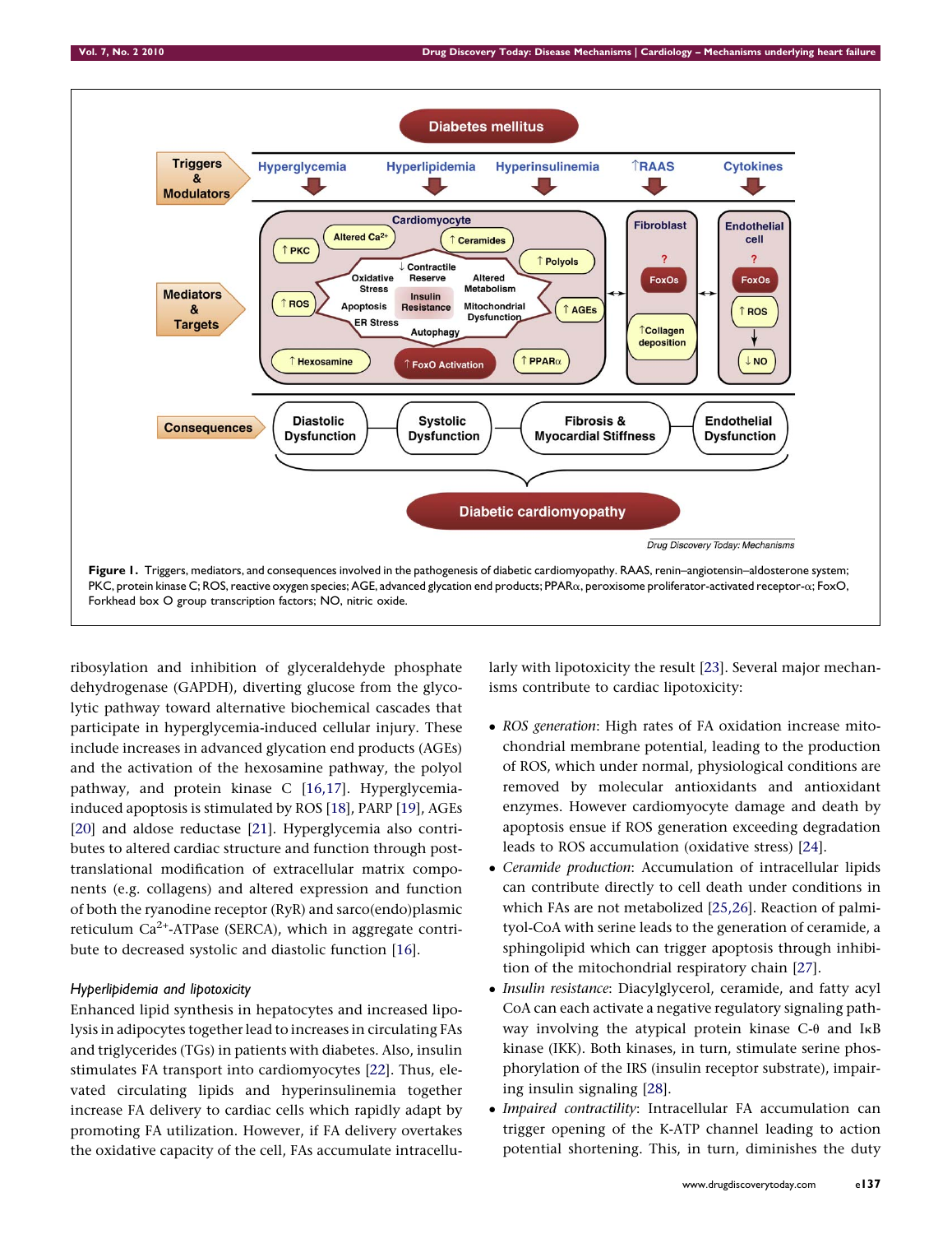**Figure 1.** Triggers, mediators, and consequences involved in the pathogenesis of diabetic cardiomyopathy. RAAS, renin–angiotensin–aldosterone system; PKC, protein kinase C; ROS, reactive oxygen species; AGE, advanced glycation end products; PPARα, peroxisome proliferator-activated receptor-α; FoxO, Forkhead box O group transcription factors; NO, nitric oxide.

ribosylation and inhibition of glyceraldehyde phosphate dehydrogenase (GAPDH), diverting glucose from the glycolytic pathway toward alternative biochemical cascades that participate in hyperglycemia-induced cellular injury. These include increases in advanced glycation end products (AGEs) and the activation of the hexosamine pathway, the polyol pathway, and protein kinase C [16,17]. Hyperglycemia-induced apoptosis is stimulated by ROS [18], PARP [19], AGEs [20] and aldose reductase [21]. Hyperglycemia also contributes to altered cardiac structure and function through post-translational modification of extracellular matrix components (e.g. collagens) and altered expression and function of both the ryanodine receptor (RyR) and sarco(endo)plasmic reticulum $Ca^{2+}$-ATPase (SERCA), which in aggregate contribute to decreased systolic and diastolic function [16].

### *Hyperlipidemia and lipotoxicity*

Enhanced lipid synthesis in hepatocytes and increased lipolysis in adipocytes together lead to increases in circulating FAs and triglycerides (TGs) in patients with diabetes. Also, insulin stimulates FA transport into cardiomyocytes [22]. Thus, elevated circulating lipids and hyperinsulinemia together increase FA delivery to cardiac cells which rapidly adapt by promoting FA utilization. However, if FA delivery overtakes the oxidative capacity of the cell, FAs accumulate intracellularly with lipotoxicity the result [23]. Several major mechanisms contribute to cardiac lipotoxicity:

- *ROS generation*: High rates of FA oxidation increase mitochondrial membrane potential, leading to the production of ROS, which under normal, physiological conditions are removed by molecular antioxidants and antioxidant enzymes. However cardiomyocyte damage and death by apoptosis ensue if ROS generation exceeding degradation leads to ROS accumulation (oxidative stress) [24].
- *Ceramide production*: Accumulation of intracellular lipids can contribute directly to cell death under conditions in which FAs are not metabolized [25,26]. Reaction of palmityol-CoA with serine leads to the generation of ceramide, a sphingolipid which can trigger apoptosis through inhibition of the mitochondrial respiratory chain [27].
- *Insulin resistance*: Diacylglycerol, ceramide, and fatty acyl CoA can each activate a negative regulatory signaling pathway involving the atypical protein kinase C-θ and IκB kinase (IKK). Both kinases, in turn, stimulate serine phosphorylation of the IRS (insulin receptor substrate), impairing insulin signaling [28].
- *Impaired contractility*: Intracellular FA accumulation can trigger opening of the K-ATP channel leading to action potential shortening. This, in turn, diminishes the duty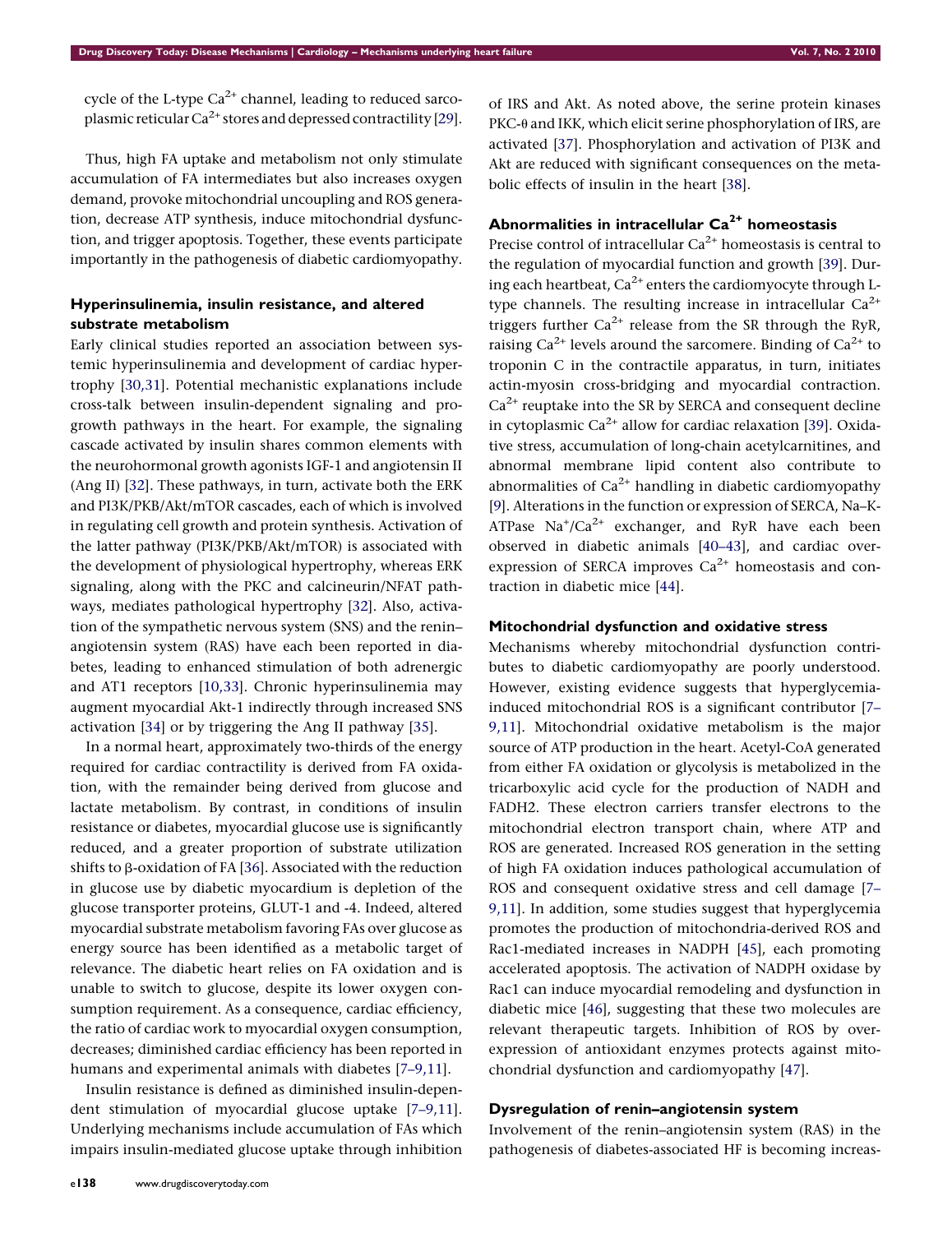cycle of the L-type $Ca^{2+}$ channel, leading to reduced sarcoplasmic reticular $Ca^{2+}$ stores and depressed contractility [29].

Thus, high FA uptake and metabolism not only stimulate accumulation of FA intermediates but also increases oxygen demand, provoke mitochondrial uncoupling and ROS generation, decrease ATP synthesis, induce mitochondrial dysfunction, and trigger apoptosis. Together, these events participate importantly in the pathogenesis of diabetic cardiomyopathy.

### Hyperinsulinemia, insulin resistance, and altered substrate metabolism

Early clinical studies reported an association between systemic hyperinsulinemia and development of cardiac hypertrophy [30,31]. Potential mechanistic explanations include cross-talk between insulin-dependent signaling and pro-growth pathways in the heart. For example, the signaling cascade activated by insulin shares common elements with the neurohormonal growth agonists IGF-1 and angiotensin II (Ang II) [32]. These pathways, in turn, activate both the ERK and PI3K/PKB/Akt/mTOR cascades, each of which is involved in regulating cell growth and protein synthesis. Activation of the latter pathway (PI3K/PKB/Akt/mTOR) is associated with the development of physiological hypertrophy, whereas ERK signaling, along with the PKC and calcineurin/NFAT pathways, mediates pathological hypertrophy [32]. Also, activation of the sympathetic nervous system (SNS) and the renin–angiotensin system (RAS) have each been reported in diabetes, leading to enhanced stimulation of both adrenergic and AT1 receptors [10,33]. Chronic hyperinsulinemia may augment myocardial Akt-1 indirectly through increased SNS activation [34] or by triggering the Ang II pathway [35].

In a normal heart, approximately two-thirds of the energy required for cardiac contractility is derived from FA oxidation, with the remainder being derived from glucose and lactate metabolism. By contrast, in conditions of insulin resistance or diabetes, myocardial glucose use is significantly reduced, and a greater proportion of substrate utilization shifts to β-oxidation of FA [36]. Associated with the reduction in glucose use by diabetic myocardium is depletion of the glucose transporter proteins, GLUT-1 and -4. Indeed, altered myocardial substrate metabolism favoring FAs over glucose as energy source has been identified as a metabolic target of relevance. The diabetic heart relies on FA oxidation and is unable to switch to glucose, despite its lower oxygen consumption requirement. As a consequence, cardiac efficiency, the ratio of cardiac work to myocardial oxygen consumption, decreases; diminished cardiac efficiency has been reported in humans and experimental animals with diabetes [7–9,11].

Insulin resistance is defined as diminished insulin-dependent stimulation of myocardial glucose uptake [7–9,11]. Underlying mechanisms include accumulation of FAs which impairs insulin-mediated glucose uptake through inhibition of IRS and Akt. As noted above, the serine protein kinases PKC-θ and IKK, which elicit serine phosphorylation of IRS, are activated [37]. Phosphorylation and activation of PI3K and Akt are reduced with significant consequences on the metabolic effects of insulin in the heart [38].

### Abnormalities in intracellular $Ca^{2+}$ homeostasis

Precise control of intracellular $Ca^{2+}$ homeostasis is central to the regulation of myocardial function and growth [39]. During each heartbeat, $Ca^{2+}$ enters the cardiomyocyte through L-type channels. The resulting increase in intracellular $Ca^{2+}$ triggers further $Ca^{2+}$ release from the SR through the RyR, raising $Ca^{2+}$ levels around the sarcomere. Binding of $Ca^{2+}$ to troponin C in the contractile apparatus, in turn, initiates actin-myosin cross-bridging and myocardial contraction. $Ca^{2+}$ reuptake into the SR by SERCA and consequent decline in cytoplasmic $Ca^{2+}$ allow for cardiac relaxation [39]. Oxidative stress, accumulation of long-chain acetylcarnitines, and abnormal membrane lipid content also contribute to abnormalities of $Ca^{2+}$ handling in diabetic cardiomyopathy [9]. Alterations in the function or expression of SERCA, Na–K-ATPase $Na^{+}/Ca^{2+}$ exchanger, and RyR have each been observed in diabetic animals [40–43], and cardiac overexpression of SERCA improves $Ca^{2+}$ homeostasis and contraction in diabetic mice [44].

### Mitochondrial dysfunction and oxidative stress

Mechanisms whereby mitochondrial dysfunction contributes to diabetic cardiomyopathy are poorly understood. However, existing evidence suggests that hyperglycemia-induced mitochondrial ROS is a significant contributor [7–9,11]. Mitochondrial oxidative metabolism is the major source of ATP production in the heart. Acetyl-CoA generated from either FA oxidation or glycolysis is metabolized in the tricarboxylic acid cycle for the production of NADH and FADH2. These electron carriers transfer electrons to the mitochondrial electron transport chain, where ATP and ROS are generated. Increased ROS generation in the setting of high FA oxidation induces pathological accumulation of ROS and consequent oxidative stress and cell damage [7–9,11]. In addition, some studies suggest that hyperglycemia promotes the production of mitochondria-derived ROS and Rac1-mediated increases in NADPH [45], each promoting accelerated apoptosis. The activation of NADPH oxidase by Rac1 can induce myocardial remodeling and dysfunction in diabetic mice [46], suggesting that these two molecules are relevant therapeutic targets. Inhibition of ROS by overexpression of antioxidant enzymes protects against mitochondrial dysfunction and cardiomyopathy [47].

### Dysregulation of renin–angiotensin system

Involvement of the renin–angiotensin system (RAS) in the pathogenesis of diabetes-associated HF is becoming increas-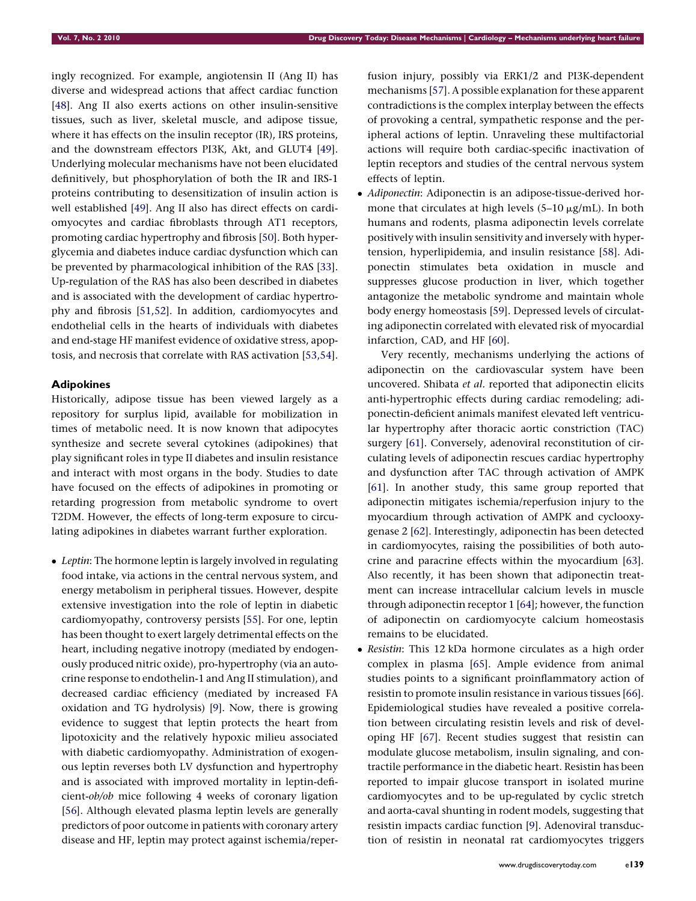ingly recognized. For example, angiotensin II (Ang II) has diverse and widespread actions that affect cardiac function [48]. Ang II also exerts actions on other insulin-sensitive tissues, such as liver, skeletal muscle, and adipose tissue, where it has effects on the insulin receptor (IR), IRS proteins, and the downstream effectors PI3K, Akt, and GLUT4 [49]. Underlying molecular mechanisms have not been elucidated definitively, but phosphorylation of both the IR and IRS-1 proteins contributing to desensitization of insulin action is well established [49]. Ang II also has direct effects on cardiomyocytes and cardiac fibroblasts through AT1 receptors, promoting cardiac hypertrophy and fibrosis [50]. Both hyperglycemia and diabetes induce cardiac dysfunction which can be prevented by pharmacological inhibition of the RAS [33]. Up-regulation of the RAS has also been described in diabetes and is associated with the development of cardiac hypertrophy and fibrosis [51,52]. In addition, cardiomyocytes and endothelial cells in the hearts of individuals with diabetes and end-stage HF manifest evidence of oxidative stress, apoptosis, and necrosis that correlate with RAS activation [53,54].

### Adipokines

Historically, adipose tissue has been viewed largely as a repository for surplus lipid, available for mobilization in times of metabolic need. It is now known that adipocytes synthesize and secrete several cytokines (adipokines) that play significant roles in type II diabetes and insulin resistance and interact with most organs in the body. Studies to date have focused on the effects of adipokines in promoting or retarding progression from metabolic syndrome to overt T2DM. However, the effects of long-term exposure to circulating adipokines in diabetes warrant further exploration.

- *Leptin*: The hormone leptin is largely involved in regulating food intake, via actions in the central nervous system, and energy metabolism in peripheral tissues. However, despite extensive investigation into the role of leptin in diabetic cardiomyopathy, controversy persists [55]. For one, leptin has been thought to exert largely detrimental effects on the heart, including negative inotropy (mediated by endogenously produced nitric oxide), pro-hypertrophy (via an autocrine response to endothelin-1 and Ang II stimulation), and decreased cardiac efficiency (mediated by increased FA oxidation and TG hydrolysis) [9]. Now, there is growing evidence to suggest that leptin protects the heart from lipotoxicity and the relatively hypoxic milieu associated with diabetic cardiomyopathy. Administration of exogenous leptin reverses both LV dysfunction and hypertrophy and is associated with improved mortality in leptin-deficient-*ob/ob* mice following 4 weeks of coronary ligation [56]. Although elevated plasma leptin levels are generally predictors of poor outcome in patients with coronary artery disease and HF, leptin may protect against ischemia/reperfusion injury, possibly via ERK1/2 and PI3K-dependent mechanisms [57]. A possible explanation for these apparent contradictions is the complex interplay between the effects of provoking a central, sympathetic response and the peripheral actions of leptin. Unraveling these multifactorial actions will require both cardiac-specific inactivation of leptin receptors and studies of the central nervous system effects of leptin.
- *Adiponectin*: Adiponectin is an adipose-tissue-derived hormone that circulates at high levels (5–10 μg/mL). In both humans and rodents, plasma adiponectin levels correlate positively with insulin sensitivity and inversely with hypertension, hyperlipidemia, and insulin resistance [58]. Adiponectin stimulates beta oxidation in muscle and suppresses glucose production in liver, which together antagonize the metabolic syndrome and maintain whole body energy homeostasis [59]. Depressed levels of circulating adiponectin correlated with elevated risk of myocardial infarction, CAD, and HF [60].

  Very recently, mechanisms underlying the actions of adiponectin on the cardiovascular system have been uncovered. Shibata *et al*. reported that adiponectin elicits anti-hypertrophic effects during cardiac remodeling; adiponectin-deficient animals manifest elevated left ventricular hypertrophy after thoracic aortic constriction (TAC) surgery [61]. Conversely, adenoviral reconstitution of circulating levels of adiponectin rescues cardiac hypertrophy and dysfunction after TAC through activation of AMPK [61]. In another study, this same group reported that adiponectin mitigates ischemia/reperfusion injury to the myocardium through activation of AMPK and cyclooxygenase 2 [62]. Interestingly, adiponectin has been detected in cardiomyocytes, raising the possibilities of both autocrine and paracrine effects within the myocardium [63]. Also recently, it has been shown that adiponectin treatment can increase intracellular calcium levels in muscle through adiponectin receptor 1 [64]; however, the function of adiponectin on cardiomyocyte calcium homeostasis remains to be elucidated.
- *Resistin*: This 12 kDa hormone circulates as a high order complex in plasma [65]. Ample evidence from animal studies points to a significant proinflammatory action of resistin to promote insulin resistance in various tissues [66]. Epidemiological studies have revealed a positive correlation between circulating resistin levels and risk of developing HF [67]. Recent studies suggest that resistin can modulate glucose metabolism, insulin signaling, and contractile performance in the diabetic heart. Resistin has been reported to impair glucose transport in isolated murine cardiomyocytes and to be up-regulated by cyclic stretch and aorta-caval shunting in rodent models, suggesting that resistin impacts cardiac function [9]. Adenoviral transduction of resistin in neonatal rat cardiomyocytes triggers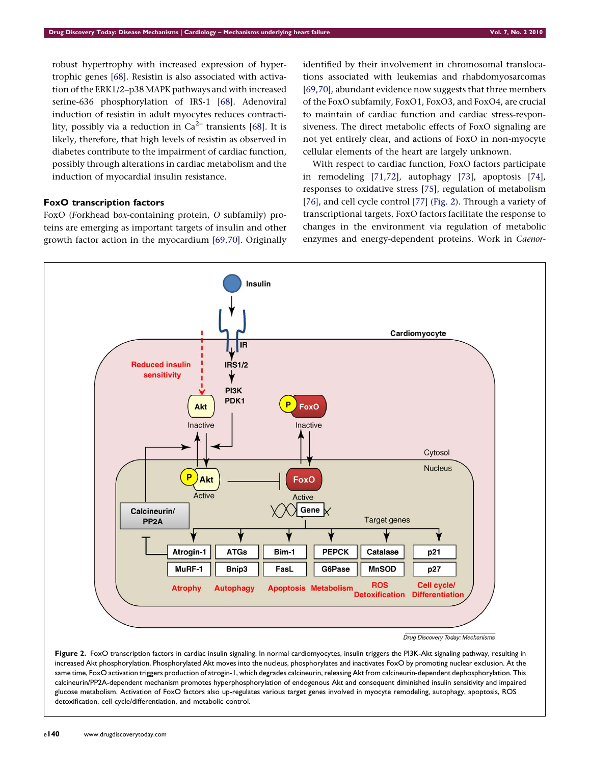robust hypertrophy with increased expression of hypertrophic genes [68]. Resistin is also associated with activation of the ERK1/2–p38 MAPK pathways and with increased serine-636 phosphorylation of IRS-1 [68]. Adenoviral induction of resistin in adult myocytes reduces contractility, possibly via a reduction in $Ca^{2+}$ transients [68]. It is likely, therefore, that high levels of resistin as observed in diabetes contribute to the impairment of cardiac function, possibly through alterations in cardiac metabolism and the induction of myocardial insulin resistance.

### FoxO transcription factors

FoxO (*F*orkhead b*o*x-containing protein, *O* subfamily) proteins are emerging as important targets of insulin and other growth factor action in the myocardium [69,70]. Originally identified by their involvement in chromosomal translocations associated with leukemias and rhabdomyosarcomas [69,70], abundant evidence now suggests that three members of the FoxO subfamily, FoxO1, FoxO3, and FoxO4, are crucial to maintain of cardiac function and cardiac stress-responsiveness. The direct metabolic effects of FoxO signaling are not yet entirely clear, and actions of FoxO in non-myocyte cellular elements of the heart are largely unknown.

With respect to cardiac function, FoxO factors participate in remodeling [71,72], autophagy [73], apoptosis [74], responses to oxidative stress [75], regulation of metabolism [76], and cell cycle control [77] (Fig. 2). Through a variety of transcriptional targets, FoxO factors facilitate the response to changes in the environment via regulation of metabolic enzymes and energy-dependent proteins. Work in *Caenor-*

**Figure 2.** FoxO transcription factors in cardiac insulin signaling. In normal cardiomyocytes, insulin triggers the PI3K-Akt signaling pathway, resulting in increased Akt phosphorylation. Phosphorylated Akt moves into the nucleus, phosphorylates and inactivates FoxO by promoting nuclear exclusion. At the same time, FoxO activation triggers production of atrogin-1, which degrades calcineurin, releasing Akt from calcineurin-dependent dephosphorylation. This calcineurin/PP2A-dependent mechanism promotes hyperphosphorylation of endogenous Akt and consequent diminished insulin sensitivity and impaired glucose metabolism. Activation of FoxO factors also up-regulates various target genes involved in myocyte remodeling, autophagy, apoptosis, ROS detoxification, cell cycle/differentiation, and metabolic control.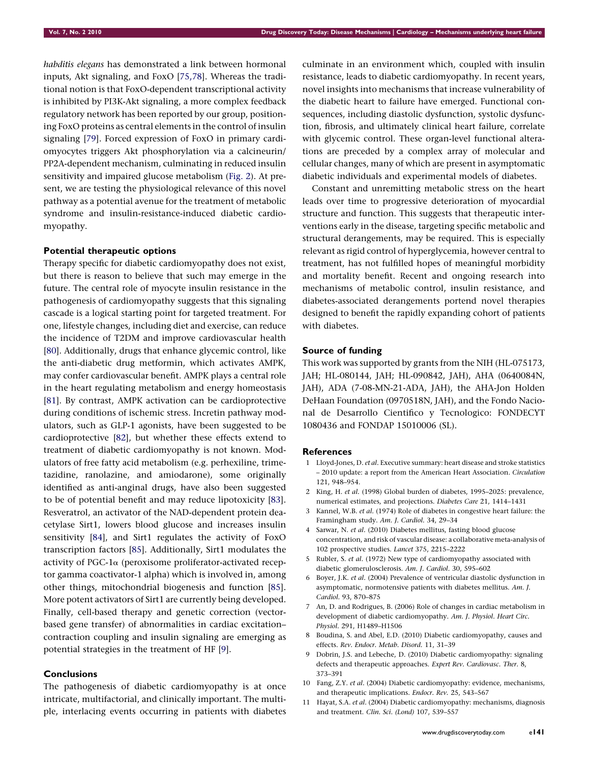*habditis elegans* has demonstrated a link between hormonal inputs, Akt signaling, and FoxO [75,78]. Whereas the traditional notion is that FoxO-dependent transcriptional activity is inhibited by PI3K-Akt signaling, a more complex feedback regulatory network has been reported by our group, positioning FoxO proteins as central elements in the control of insulin signaling [79]. Forced expression of FoxO in primary cardiomyocytes triggers Akt phosphorylation via a calcineurin/PP2A-dependent mechanism, culminating in reduced insulin sensitivity and impaired glucose metabolism (Fig. 2). At present, we are testing the physiological relevance of this novel pathway as a potential avenue for the treatment of metabolic syndrome and insulin-resistance-induced diabetic cardiomyopathy.

### Potential therapeutic options

Therapy specific for diabetic cardiomyopathy does not exist, but there is reason to believe that such may emerge in the future. The central role of myocyte insulin resistance in the pathogenesis of cardiomyopathy suggests that this signaling cascade is a logical starting point for targeted treatment. For one, lifestyle changes, including diet and exercise, can reduce the incidence of T2DM and improve cardiovascular health [80]. Additionally, drugs that enhance glycemic control, like the anti-diabetic drug metformin, which activates AMPK, may confer cardiovascular benefit. AMPK plays a central role in the heart regulating metabolism and energy homeostasis [81]. By contrast, AMPK activation can be cardioprotective during conditions of ischemic stress. Incretin pathway modulators, such as GLP-1 agonists, have been suggested to be cardioprotective [82], but whether these effects extend to treatment of diabetic cardiomyopathy is not known. Modulators of free fatty acid metabolism (e.g. perhexiline, trimetazidine, ranolazine, and amiodarone), some originally identified as anti-anginal drugs, have also been suggested to be of potential benefit and may reduce lipotoxicity [83]. Resveratrol, an activator of the NAD-dependent protein deacetylase Sirt1, lowers blood glucose and increases insulin sensitivity [84], and Sirt1 regulates the activity of FoxO transcription factors [85]. Additionally, Sirt1 modulates the activity of PGC-1α (peroxisome proliferator-activated receptor gamma coactivator-1 alpha) which is involved in, among other things, mitochondrial biogenesis and function [85]. More potent activators of Sirt1 are currently being developed. Finally, cell-based therapy and genetic correction (vector-based gene transfer) of abnormalities in cardiac excitation–contraction coupling and insulin signaling are emerging as potential strategies in the treatment of HF [9].

### Conclusions

The pathogenesis of diabetic cardiomyopathy is at once intricate, multifactorial, and clinically important. The multiple, interlacing events occurring in patients with diabetes culminate in an environment which, coupled with insulin resistance, leads to diabetic cardiomyopathy. In recent years, novel insights into mechanisms that increase vulnerability of the diabetic heart to failure have emerged. Functional consequences, including diastolic dysfunction, systolic dysfunction, fibrosis, and ultimately clinical heart failure, correlate with glycemic control. These organ-level functional alterations are preceded by a complex array of molecular and cellular changes, many of which are present in asymptomatic diabetic individuals and experimental models of diabetes.

Constant and unremitting metabolic stress on the heart leads over time to progressive deterioration of myocardial structure and function. This suggests that therapeutic interventions early in the disease, targeting specific metabolic and structural derangements, may be required. This is especially relevant as rigid control of hyperglycemia, however central to treatment, has not fulfilled hopes of meaningful morbidity and mortality benefit. Recent and ongoing research into mechanisms of metabolic control, insulin resistance, and diabetes-associated derangements portend novel therapies designed to benefit the rapidly expanding cohort of patients with diabetes.

### Source of funding

This work was supported by grants from the NIH (HL-075173, JAH; HL-080144, JAH; HL-090842, JAH), AHA (0640084N, JAH), ADA (7-08-MN-21-ADA, JAH), the AHA-Jon Holden DeHaan Foundation (0970518N, JAH), and the Fondo Nacional de Desarrollo Cientifico y Tecnologico: FONDECYT 1080436 and FONDAP 15010006 (SL).

### References

1 Lloyd-Jones, D. *et al*. Executive summary: heart disease and stroke statistics – 2010 update: a report from the American Heart Association. *Circulation* 121, 948–954.

2 King, H. *et al.* (1998) Global burden of diabetes, 1995–2025: prevalence, numerical estimates, and projections. *Diabetes Care* 21, 1414–1431

3 Kannel, W.B. *et al.* (1974) Role of diabetes in congestive heart failure: the Framingham study. *Am. J. Cardiol.* 34, 29–34

4 Sarwar, N. *et al.* (2010) Diabetes mellitus, fasting blood glucose concentration, and risk of vascular disease: a collaborative meta-analysis of 102 prospective studies. *Lancet* 375, 2215–2222

5 Rubler, S. *et al.* (1972) New type of cardiomyopathy associated with diabetic glomerulosclerosis. *Am. J. Cardiol.* 30, 595–602

6 Boyer, J.K. *et al.* (2004) Prevalence of ventricular diastolic dysfunction in asymptomatic, normotensive patients with diabetes mellitus. *Am. J. Cardiol.* 93, 870–875

7 An, D. and Rodrigues, B. (2006) Role of changes in cardiac metabolism in development of diabetic cardiomyopathy. *Am. J. Physiol. Heart Circ. Physiol.* 291, H1489–H1506

8 Boudina, S. and Abel, E.D. (2010) Diabetic cardiomyopathy, causes and effects. *Rev. Endocr. Metab. Disord.* 11, 31–39

9 Dobrin, J.S. and Lebeche, D. (2010) Diabetic cardiomyopathy: signaling defects and therapeutic approaches. *Expert Rev. Cardiovasc. Ther.* 8, 373–391

10 Fang, Z.Y. *et al.* (2004) Diabetic cardiomyopathy: evidence, mechanisms, and therapeutic implications. *Endocr. Rev.* 25, 543–567

11 Hayat, S.A. *et al.* (2004) Diabetic cardiomyopathy: mechanisms, diagnosis and treatment. *Clin. Sci. (Lond)* 107, 539–557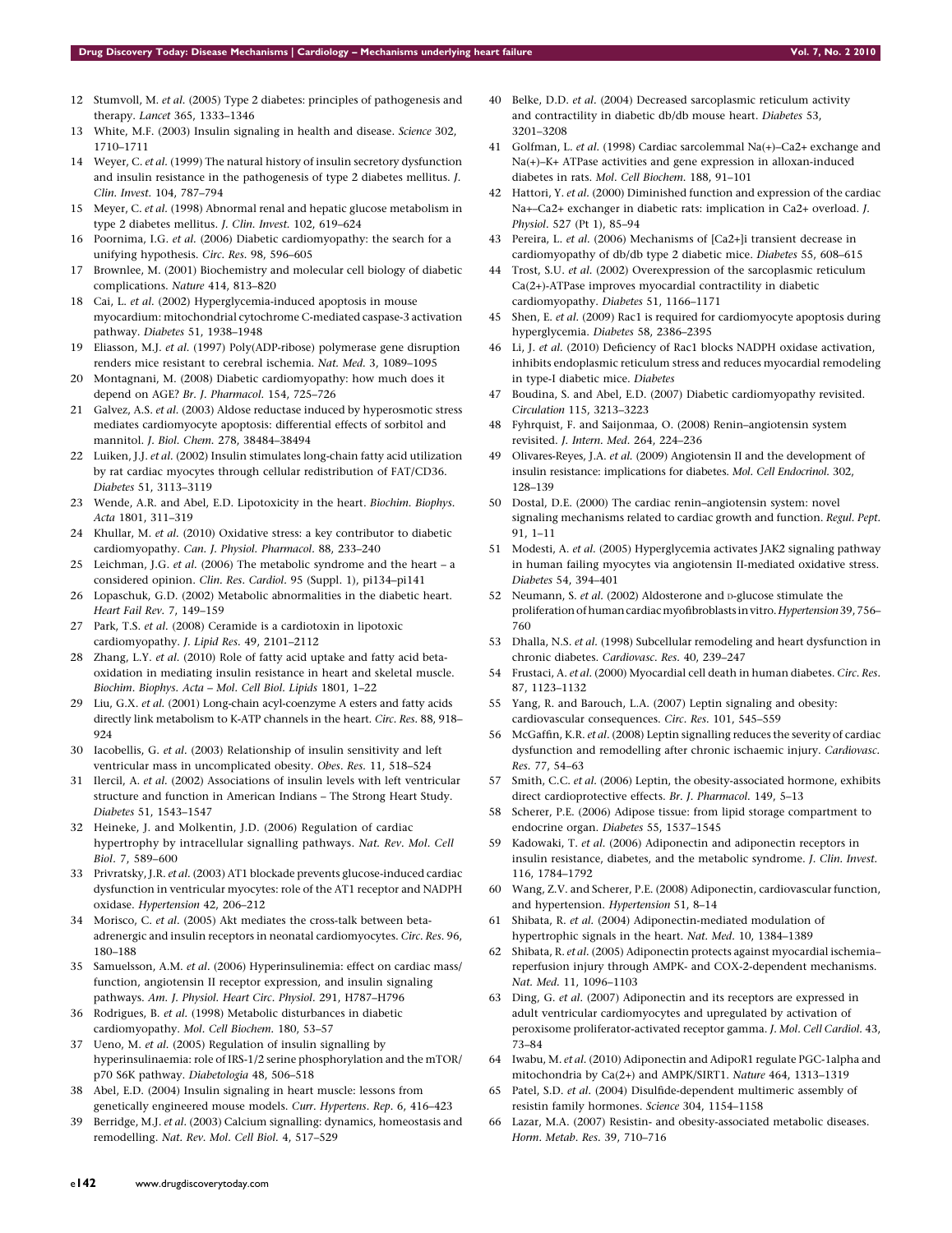12 Stumvoll, M. *et al.* (2005) Type 2 diabetes: principles of pathogenesis and therapy. *Lancet* 365, 1333–1346

13 White, M.F. (2003) Insulin signaling in health and disease. *Science* 302, 1710–1711

14 Weyer, C. *et al.* (1999) The natural history of insulin secretory dysfunction and insulin resistance in the pathogenesis of type 2 diabetes mellitus. *J. Clin. Invest.* 104, 787–794

15 Meyer, C. *et al.* (1998) Abnormal renal and hepatic glucose metabolism in type 2 diabetes mellitus. *J. Clin. Invest.* 102, 619–624

16 Poornima, I.G. *et al.* (2006) Diabetic cardiomyopathy: the search for a unifying hypothesis. *Circ. Res.* 98, 596–605

17 Brownlee, M. (2001) Biochemistry and molecular cell biology of diabetic complications. *Nature* 414, 813–820

18 Cai, L. *et al.* (2002) Hyperglycemia-induced apoptosis in mouse myocardium: mitochondrial cytochrome C-mediated caspase-3 activation pathway. *Diabetes* 51, 1938–1948

19 Eliasson, M.J. *et al.* (1997) Poly(ADP-ribose) polymerase gene disruption renders mice resistant to cerebral ischemia. *Nat. Med.* 3, 1089–1095

20 Montagnani, M. (2008) Diabetic cardiomyopathy: how much does it depend on AGE? *Br. J. Pharmacol.* 154, 725–726

21 Galvez, A.S. *et al.* (2003) Aldose reductase induced by hyperosmotic stress mediates cardiomyocyte apoptosis: differential effects of sorbitol and mannitol. *J. Biol. Chem.* 278, 38484–38494

22 Luiken, J.J. *et al.* (2002) Insulin stimulates long-chain fatty acid utilization by rat cardiac myocytes through cellular redistribution of FAT/CD36. *Diabetes* 51, 3113–3119

23 Wende, A.R. and Abel, E.D. Lipotoxicity in the heart. *Biochim. Biophys. Acta* 1801, 311–319

24 Khullar, M. *et al.* (2010) Oxidative stress: a key contributor to diabetic cardiomyopathy. *Can. J. Physiol. Pharmacol.* 88, 233–240

25 Leichman, J.G. *et al.* (2006) The metabolic syndrome and the heart – a considered opinion. *Clin. Res. Cardiol.* 95 (Suppl. 1), pi134–pi141

26 Lopaschuk, G.D. (2002) Metabolic abnormalities in the diabetic heart. *Heart Fail Rev.* 7, 149–159

27 Park, T.S. *et al.* (2008) Ceramide is a cardiotoxin in lipotoxic cardiomyopathy. *J. Lipid Res.* 49, 2101–2112

28 Zhang, L.Y. *et al.* (2010) Role of fatty acid uptake and fatty acid beta-oxidation in mediating insulin resistance in heart and skeletal muscle. *Biochim. Biophys. Acta – Mol. Cell Biol. Lipids* 1801, 1–22

29 Liu, G.X. *et al.* (2001) Long-chain acyl-coenzyme A esters and fatty acids directly link metabolism to K-ATP channels in the heart. *Circ. Res.* 88, 918–924

30 Iacobellis, G. *et al.* (2003) Relationship of insulin sensitivity and left ventricular mass in uncomplicated obesity. *Obes. Res.* 11, 518–524

31 Ilercil, A. *et al.* (2002) Associations of insulin levels with left ventricular structure and function in American Indians – The Strong Heart Study. *Diabetes* 51, 1543–1547

32 Heineke, J. and Molkentin, J.D. (2006) Regulation of cardiac hypertrophy by intracellular signalling pathways. *Nat. Rev. Mol. Cell Biol.* 7, 589–600

33 Privratsky, J.R. *et al.* (2003) AT1 blockade prevents glucose-induced cardiac dysfunction in ventricular myocytes: role of the AT1 receptor and NADPH oxidase. *Hypertension* 42, 206–212

34 Morisco, C. *et al.* (2005) Akt mediates the cross-talk between beta-adrenergic and insulin receptors in neonatal cardiomyocytes. *Circ. Res.* 96, 180–188

35 Samuelsson, A.M. *et al.* (2006) Hyperinsulinemia: effect on cardiac mass/function, angiotensin II receptor expression, and insulin signaling pathways. *Am. J. Physiol. Heart Circ. Physiol.* 291, H787–H796

36 Rodrigues, B. *et al.* (1998) Metabolic disturbances in diabetic cardiomyopathy. *Mol. Cell Biochem.* 180, 53–57

37 Ueno, M. *et al.* (2005) Regulation of insulin signalling by hyperinsulinaemia: role of IRS-1/2 serine phosphorylation and the mTOR/p70 S6K pathway. *Diabetologia* 48, 506–518

38 Abel, E.D. (2004) Insulin signaling in heart muscle: lessons from genetically engineered mouse models. *Curr. Hypertens. Rep.* 6, 416–423

39 Berridge, M.J. *et al.* (2003) Calcium signalling: dynamics, homeostasis and remodelling. *Nat. Rev. Mol. Cell Biol.* 4, 517–529

40 Belke, D.D. *et al.* (2004) Decreased sarcoplasmic reticulum activity and contractility in diabetic db/db mouse heart. *Diabetes* 53, 3201–3208

41 Golfman, L. *et al.* (1998) Cardiac sarcolemmal Na(+)–Ca2+ exchange and Na(+)–K+ ATPase activities and gene expression in alloxan-induced diabetes in rats. *Mol. Cell Biochem.* 188, 91–101

42 Hattori, Y. *et al.* (2000) Diminished function and expression of the cardiac Na+–Ca2+ exchanger in diabetic rats: implication in Ca2+ overload. *J. Physiol.* 527 (Pt 1), 85–94

43 Pereira, L. *et al.* (2006) Mechanisms of [Ca2+]i transient decrease in cardiomyopathy of db/db type 2 diabetic mice. *Diabetes* 55, 608–615

44 Trost, S.U. *et al.* (2002) Overexpression of the sarcoplasmic reticulum Ca(2+)-ATPase improves myocardial contractility in diabetic cardiomyopathy. *Diabetes* 51, 1166–1171

45 Shen, E. *et al.* (2009) Rac1 is required for cardiomyocyte apoptosis during hyperglycemia. *Diabetes* 58, 2386–2395

46 Li, J. *et al.* (2010) Deficiency of Rac1 blocks NADPH oxidase activation, inhibits endoplasmic reticulum stress and reduces myocardial remodeling in type-I diabetic mice. *Diabetes*

47 Boudina, S. and Abel, E.D. (2007) Diabetic cardiomyopathy revisited. *Circulation* 115, 3213–3223

48 Fyhrquist, F. and Saijonmaa, O. (2008) Renin–angiotensin system revisited. *J. Intern. Med.* 264, 224–236

49 Olivares-Reyes, J.A. *et al.* (2009) Angiotensin II and the development of insulin resistance: implications for diabetes. *Mol. Cell Endocrinol.* 302, 128–139

50 Dostal, D.E. (2000) The cardiac renin–angiotensin system: novel signaling mechanisms related to cardiac growth and function. *Regul. Pept.* 91, 1–11

51 Modesti, A. *et al.* (2005) Hyperglycemia activates JAK2 signaling pathway in human failing myocytes via angiotensin II-mediated oxidative stress. *Diabetes* 54, 394–401

52 Neumann, S. *et al.* (2002) Aldosterone and D-glucose stimulate the proliferation of human cardiac myofibroblasts in vitro. *Hypertension* 39, 756–760

53 Dhalla, N.S. *et al.* (1998) Subcellular remodeling and heart dysfunction in chronic diabetes. *Cardiovasc. Res.* 40, 239–247

54 Frustaci, A. *et al.* (2000) Myocardial cell death in human diabetes. *Circ. Res.* 87, 1123–1132

55 Yang, R. and Barouch, L.A. (2007) Leptin signaling and obesity: cardiovascular consequences. *Circ. Res.* 101, 545–559

56 McGaffin, K.R. *et al.* (2008) Leptin signalling reduces the severity of cardiac dysfunction and remodelling after chronic ischaemic injury. *Cardiovasc. Res.* 77, 54–63

57 Smith, C.C. *et al.* (2006) Leptin, the obesity-associated hormone, exhibits direct cardioprotective effects. *Br. J. Pharmacol.* 149, 5–13

58 Scherer, P.E. (2006) Adipose tissue: from lipid storage compartment to endocrine organ. *Diabetes* 55, 1537–1545

59 Kadowaki, T. *et al.* (2006) Adiponectin and adiponectin receptors in insulin resistance, diabetes, and the metabolic syndrome. *J. Clin. Invest.* 116, 1784–1792

60 Wang, Z.V. and Scherer, P.E. (2008) Adiponectin, cardiovascular function, and hypertension. *Hypertension* 51, 8–14

61 Shibata, R. *et al.* (2004) Adiponectin-mediated modulation of hypertrophic signals in the heart. *Nat. Med.* 10, 1384–1389

62 Shibata, R. *et al.* (2005) Adiponectin protects against myocardial ischemia–reperfusion injury through AMPK- and COX-2-dependent mechanisms. *Nat. Med.* 11, 1096–1103

63 Ding, G. *et al.* (2007) Adiponectin and its receptors are expressed in adult ventricular cardiomyocytes and upregulated by activation of peroxisome proliferator-activated receptor gamma. *J. Mol. Cell Cardiol.* 43, 73–84

64 Iwabu, M. *et al.* (2010) Adiponectin and AdipoR1 regulate PGC-1alpha and mitochondria by Ca(2+) and AMPK/SIRT1. *Nature* 464, 1313–1319

65 Patel, S.D. *et al.* (2004) Disulfide-dependent multimeric assembly of resistin family hormones. *Science* 304, 1154–1158

66 Lazar, M.A. (2007) Resistin- and obesity-associated metabolic diseases. *Horm. Metab. Res.* 39, 710–716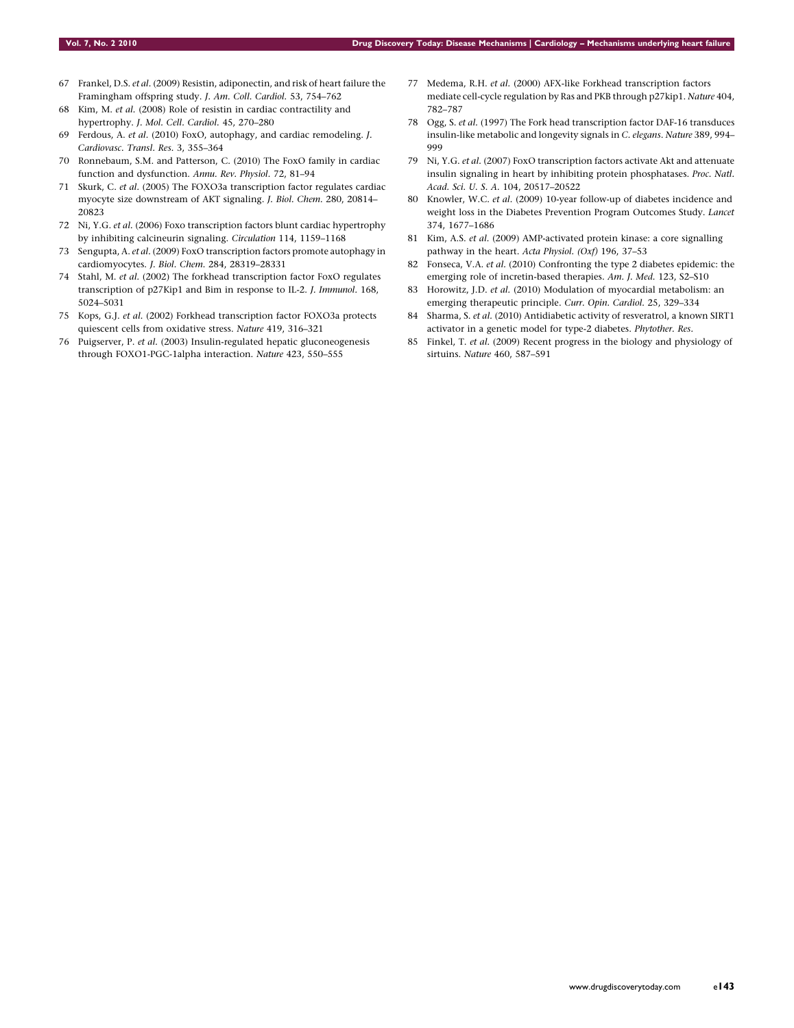67 Frankel, D.S. *et al.* (2009) Resistin, adiponectin, and risk of heart failure the Framingham offspring study. *J. Am. Coll. Cardiol.* 53, 754–762

68 Kim, M. *et al.* (2008) Role of resistin in cardiac contractility and hypertrophy. *J. Mol. Cell. Cardiol.* 45, 270–280

69 Ferdous, A. *et al.* (2010) FoxO, autophagy, and cardiac remodeling. *J. Cardiovasc. Transl. Res.* 3, 355–364

70 Ronnebaum, S.M. and Patterson, C. (2010) The FoxO family in cardiac function and dysfunction. *Annu. Rev. Physiol.* 72, 81–94

71 Skurk, C. *et al.* (2005) The FOXO3a transcription factor regulates cardiac myocyte size downstream of AKT signaling. *J. Biol. Chem.* 280, 20814–20823

72 Ni, Y.G. *et al.* (2006) Foxo transcription factors blunt cardiac hypertrophy by inhibiting calcineurin signaling. *Circulation* 114, 1159–1168

73 Sengupta, A. *et al.* (2009) FoxO transcription factors promote autophagy in cardiomyocytes. *J. Biol. Chem.* 284, 28319–28331

74 Stahl, M. *et al.* (2002) The forkhead transcription factor FoxO regulates transcription of p27Kip1 and Bim in response to IL-2. *J. Immunol.* 168, 5024–5031

75 Kops, G.J. *et al.* (2002) Forkhead transcription factor FOXO3a protects quiescent cells from oxidative stress. *Nature* 419, 316–321

76 Puigserver, P. *et al.* (2003) Insulin-regulated hepatic gluconeogenesis through FOXO1-PGC-1alpha interaction. *Nature* 423, 550–555

77 Medema, R.H. *et al.* (2000) AFX-like Forkhead transcription factors mediate cell-cycle regulation by Ras and PKB through p27kip1. *Nature* 404, 782–787

78 Ogg, S. *et al.* (1997) The Fork head transcription factor DAF-16 transduces insulin-like metabolic and longevity signals in *C. elegans*. *Nature* 389, 994–999

79 Ni, Y.G. *et al.* (2007) FoxO transcription factors activate Akt and attenuate insulin signaling in heart by inhibiting protein phosphatases. *Proc. Natl. Acad. Sci. U. S. A.* 104, 20517–20522

80 Knowler, W.C. *et al.* (2009) 10-year follow-up of diabetes incidence and weight loss in the Diabetes Prevention Program Outcomes Study. *Lancet* 374, 1677–1686

81 Kim, A.S. *et al.* (2009) AMP-activated protein kinase: a core signalling pathway in the heart. *Acta Physiol. (Oxf)* 196, 37–53

82 Fonseca, V.A. *et al.* (2010) Confronting the type 2 diabetes epidemic: the emerging role of incretin-based therapies. *Am. J. Med.* 123, S2–S10

83 Horowitz, J.D. *et al.* (2010) Modulation of myocardial metabolism: an emerging therapeutic principle. *Curr. Opin. Cardiol.* 25, 329–334

84 Sharma, S. *et al.* (2010) Antidiabetic activity of resveratrol, a known SIRT1 activator in a genetic model for type-2 diabetes. *Phytother. Res.*

85 Finkel, T. *et al.* (2009) Recent progress in the biology and physiology of sirtuins. *Nature* 460, 587–591